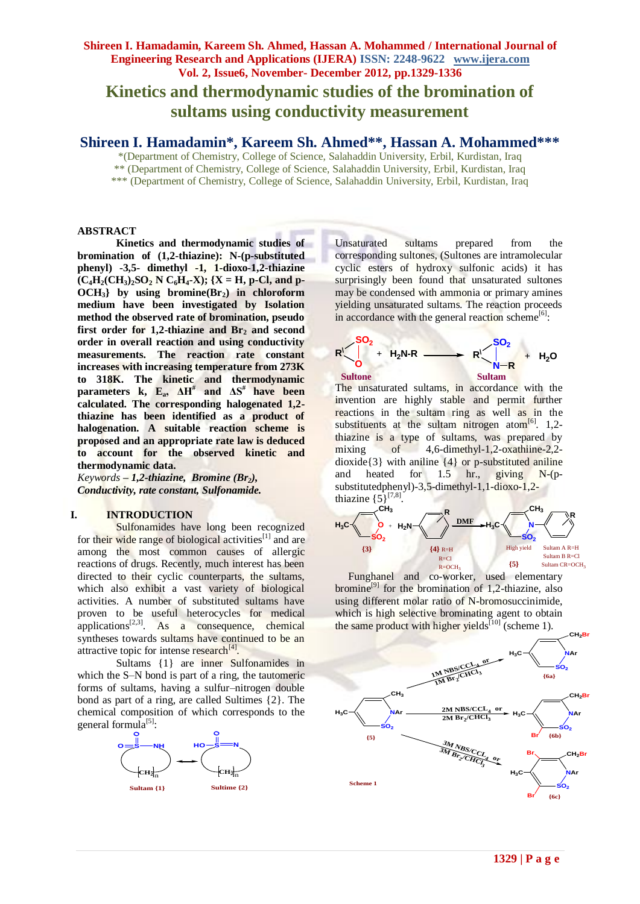# Kinetics and thermodynamic studies of the bromination of sultams using conductivity measurement

## Shireen I. Hamadamin*, Kareem Sh. Ahmed**, Hassan A. Mohammed***

*(Department of Chemistry, College of Science, Salahaddin University, Erbil, Kurdistan, Iraq
** (Department of Chemistry, College of Science, Salahaddin University, Erbil, Kurdistan, Iraq
*** (Department of Chemistry, College of Science, Salahaddin University, Erbil, Kurdistan, Iraq

### ABSTRACT

**Kinetics and thermodynamic studies of bromination of (1,2-thiazine): N-(p-substituted phenyl) -3,5- dimethyl -1, 1-dioxo-1,2-thiazine ($C_4H_2(CH_3)_2SO_2$ N $C_6H_4$-X); {X = H, p-Cl, and p-$OCH_3$} by using bromine($Br_2$) in chloroform medium have been investigated by Isolation method the observed rate of bromination, pseudo first order for 1,2-thiazine and $Br_2$ and second order in overall reaction and using conductivity measurements. The reaction rate constant increases with increasing temperature from 273K to 318K. The kinetic and thermodynamic parameters k, $E_a$, $\Delta H^{\#}$ and $\Delta S^{\#}$ have been calculated. The corresponding halogenated 1,2-thiazine has been identified as a product of halogenation. A suitable reaction scheme is proposed and an appropriate rate law is deduced to account for the observed kinetic and thermodynamic data.**

*Keywords* – ***1,2-thiazine, Bromine ($Br_2$), Conductivity, rate constant, Sulfonamide.***

### I. INTRODUCTION

Sulfonamides have long been recognized for their wide range of biological activities[1] and are among the most common causes of allergic reactions of drugs. Recently, much interest has been directed to their cyclic counterparts, the sultams, which also exhibit a vast variety of biological activities. A number of substituted sultams have proven to be useful heterocycles for medical applications[2,3]. As a consequence, chemical syntheses towards sultams have continued to be an attractive topic for intense research[4].

Sultams {1} are inner Sulfonamides in which the S–N bond is part of a ring, the tautomeric forms of sultams, having a sulfur–nitrogen double bond as part of a ring, are called Sultimes {2}. The chemical composition of which corresponds to the general formula[5]:

Sultam {1} ⇌ Sultime {2}

Unsaturated sultams prepared from the corresponding sultones, (Sultones are intramolecular cyclic esters of hydroxy sulfonic acids) it has surprisingly been found that unsaturated sultones may be condensed with ammonia or primary amines yielding unsaturated sultams. The reaction proceeds in accordance with the general reaction scheme[6]:

Sultone + $H_2N$-R → Sultam + $H_2O$

The unsaturated sultams, in accordance with the invention are highly stable and permit further reactions in the sultam ring as well as in the substituents at the sultam nitrogen atom[6]. 1,2-thiazine is a type of sultams, was prepared by mixing of 4,6-dimethyl-1,2-oxathiine-2,2-dioxide{3} with aniline {4} or p-substituted aniline and heated for 1.5 hr., giving N-(p-substitutedphenyl)-3,5-dimethyl-1,1-dioxo-1,2-thiazine {5}[7,8].

{3} + {4} (R=H, R=Cl, R=$OCH_3$) —DMF→ {5} High yield (Sultam A R=H, Sultam B R=Cl, Sultam C R=$OCH_3$)

Funghanel and co-worker, used elementary bromine[9] for the bromination of 1,2-thiazine, also using different molar ratio of N-bromosuccinimide, which is high selective brominating agent to obtain the same product with higher yields[10] (scheme 1).

{5} —1M NBS/$CCL_4$ or 1M $Br_2$/$CHCl_3$→ {6a}
{5} —2M NBS/$CCL_4$ or 2M $Br_2$/$CHCl_3$→ {6b}
{5} —3M NBS/$CCL_4$ or 3M $Br_2$/$CHCl_3$→ {6c}

Scheme 1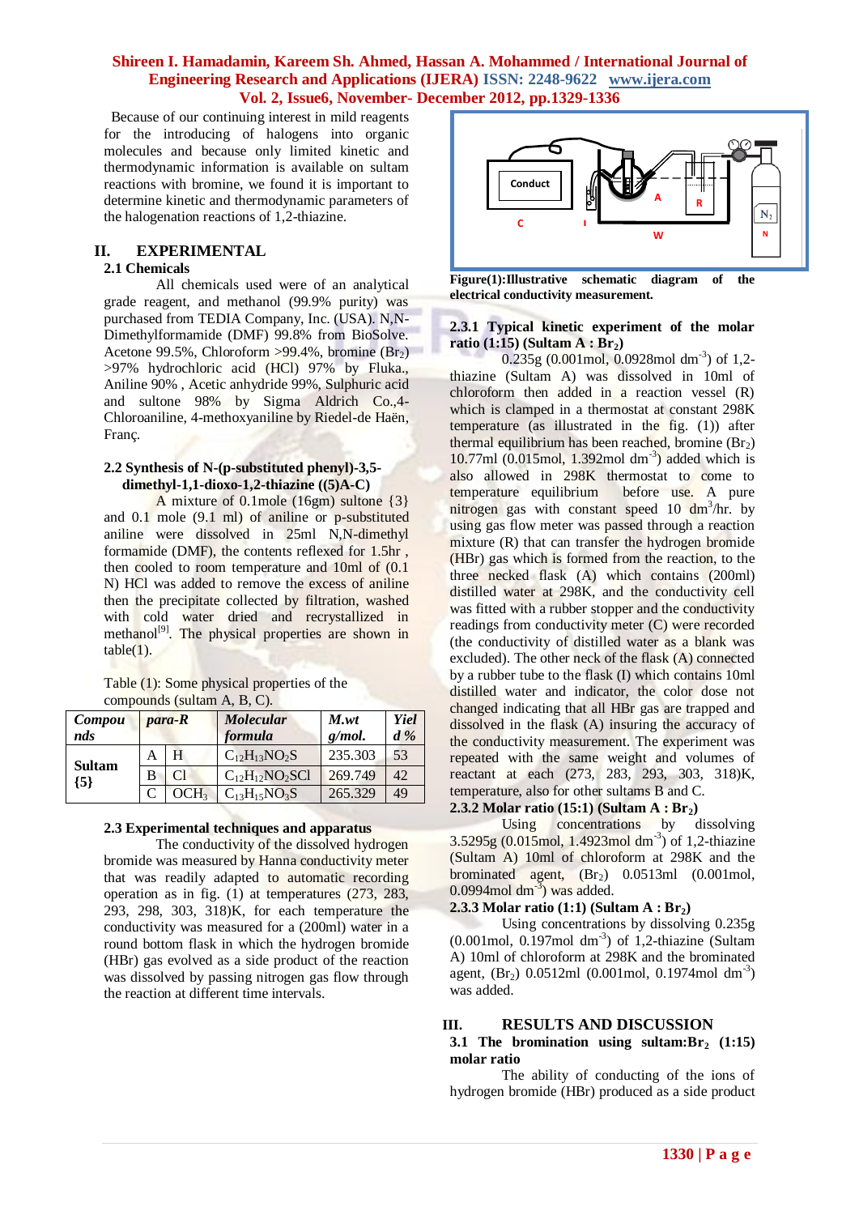Because of our continuing interest in mild reagents for the introducing of halogens into organic molecules and because only limited kinetic and thermodynamic information is available on sultam reactions with bromine, we found it important to determine kinetic and thermodynamic parameters of the halogenation reactions of 1,2-thiazine.

## II. EXPERIMENTAL

### 2.1 Chemicals

All chemicals used were of an analytical grade reagent, and methanol (99.9% purity) was purchased from TEDIA Company, Inc. (USA). N,N-Dimethylformamide (DMF) 99.8% from BioSolve. Acetone 99.5%, Chloroform >99.4%, bromine ($Br_2$) >97% hydrochloric acid (HCl) 97% by Fluka., Aniline 90% , Acetic anhydride 99%, Sulphuric acid and sultone 98% by Sigma Aldrich Co.,4-Chloroaniline, 4-methoxyaniline by Riedel-de Haën, Franç.

### 2.2 Synthesis of N-(p-substituted phenyl)-3,5-dimethyl-1,1-dioxo-1,2-thiazine ((5)A-C)

A mixture of 0.1mole (16gm) sultone {3} and 0.1 mole (9.1 ml) of aniline or p-substituted aniline were dissolved in 25ml N,N-dimethyl formamide (DMF), the contents reflexed for 1.5hr , then cooled to room temperature and 10ml of (0.1 N) HCl was added to remove the excess of aniline then the precipitate collected by filtration, washed with cold water dried and recrystallized in methanol[9]. The physical properties are shown in table(1).

Table (1): Some physical properties of the compounds (sultam A, B, C).

| *Compounds* | *para-R* | | *Molecular formula* | *M.wt g/mol.* | *Yield %* |
|---|---|---|---|---|---|
| **Sultam {5}** | A | H | $C_{12}H_{13}NO_2S$ | 235.303 | 53 |
| | B | Cl | $C_{12}H_{12}NO_2SCl$ | 269.749 | 42 |
| | C | $OCH_3$ | $C_{13}H_{15}NO_3S$ | 265.329 | 49 |

### 2.3 Experimental techniques and apparatus

The conductivity of the dissolved hydrogen bromide was measured by Hanna conductivity meter that was readily adapted to automatic recording operation as in fig. (1) at temperatures (273, 283, 293, 298, 303, 318)K, for each temperature the conductivity was measured for a (200ml) water in a round bottom flask in which the hydrogen bromide (HBr) gas evolved as a side product of the reaction was dissolved by passing nitrogen gas flow through the reaction at different time intervals.

**Figure(1):Illustrative schematic diagram of the electrical conductivity measurement.**

#### 2.3.1 Typical kinetic experiment of the molar ratio (1:15) (Sultam A : $Br_2$)

0.235g (0.001mol, 0.0928mol $dm^{-3}$) of 1,2-thiazine (Sultam A) was dissolved in 10ml of chloroform then added in a reaction vessel (R) which is clamped in a thermostat at constant 298K temperature (as illustrated in the fig. (1)) after thermal equilibrium has been reached, bromine ($Br_2$) 10.77ml (0.015mol, 1.392mol $dm^{-3}$) added which is also allowed in 298K thermostat to come to temperature equilibrium before use. A pure nitrogen gas with constant speed 10 $dm^3$/hr. by using gas flow meter was passed through a reaction mixture (R) that can transfer the hydrogen bromide (HBr) gas which is formed from the reaction, to the three necked flask (A) which contains (200ml) distilled water at 298K, and the conductivity cell was fitted with a rubber stopper and the conductivity readings from conductivity meter (C) were recorded (the conductivity of distilled water as a blank was excluded). The other neck of the flask (A) connected by a rubber tube to the flask (I) which contains 10ml distilled water and indicator, the color dose not changed indicating that all HBr gas are trapped and dissolved in the flask (A) insuring the accuracy of the conductivity measurement. The experiment was repeated with the same weight and volumes of reactant at each (273, 283, 293, 303, 318)K, temperature, also for other sultams B and C.

#### 2.3.2 Molar ratio (15:1) (Sultam A : $Br_2$)

Using concentrations by dissolving 3.5295g (0.015mol, 1.4923mol $dm^{-3}$) of 1,2-thiazine (Sultam A) 10ml of chloroform at 298K and the brominated agent, ($Br_2$) 0.0513ml (0.001mol, 0.0994mol $dm^{-3}$) was added.

#### 2.3.3 Molar ratio (1:1) (Sultam A : $Br_2$)

Using concentrations by dissolving 0.235g (0.001mol, 0.197mol $dm^{-3}$) of 1,2-thiazine (Sultam A) 10ml of chloroform at 298K and the brominated agent, ($Br_2$) 0.0512ml (0.001mol, 0.1974mol $dm^{-3}$) was added.

## III. RESULTS AND DISCUSSION

### 3.1 The bromination using sultam:$Br_2$ (1:15) molar ratio

The ability of conducting of the ions of hydrogen bromide (HBr) produced as a side product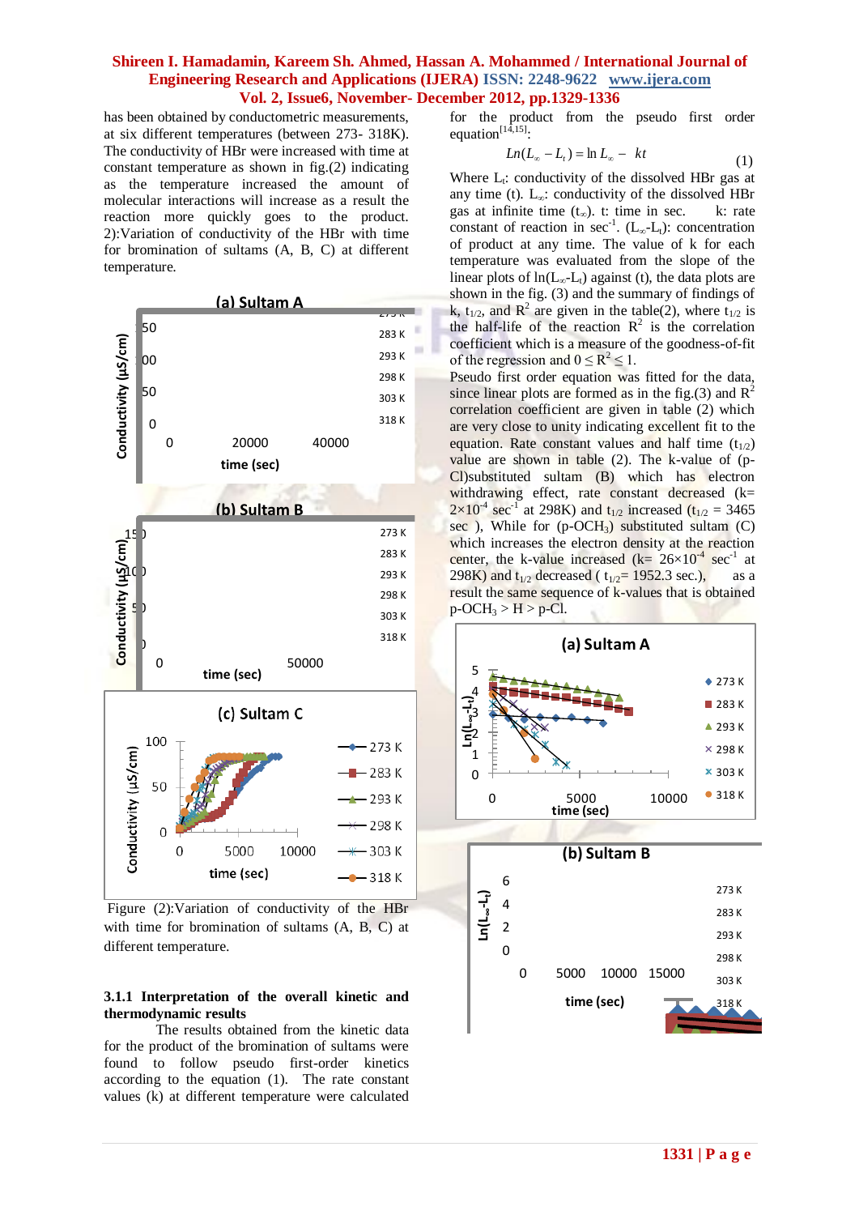has been obtained by conductometric measurements, at six different temperatures (between 273- 318K). The conductivity of HBr were increased with time at constant temperature as shown in fig.(2) indicating as the temperature increased the amount of molecular interactions will increase as a result the reaction more quickly goes to the product. 2):Variation of conductivity of the HBr with time for bromination of sultams (A, B, C) at different temperature.

Figure (2):Variation of conductivity of the HBr with time for bromination of sultams (A, B, C) at different temperature.

### 3.1.1 Interpretation of the overall kinetic and thermodynamic results

The results obtained from the kinetic data for the product of the bromination of sultams were found to follow pseudo first-order kinetics according to the equation (1). The rate constant values (k) at different temperature were calculated for the product from the pseudo first order equation[14,15]:

$$Ln(L_\infty - L_t) = \ln L_\infty - kt \quad (1)$$

Where $L_t$: conductivity of the dissolved HBr gas at any time (t). $L_\infty$: conductivity of the dissolved HBr gas at infinite time ($t_\infty$). t: time in sec. k: rate constant of reaction in $sec^{-1}$. ($L_\infty$-$L_t$): concentration of product at any time. The value of k for each temperature was evaluated from the slope of the linear plots of $\ln(L_\infty$-$L_t)$ against (t), the data plots are shown in the fig. (3) and the summary of findings of k, $t_{1/2}$, and $R^2$ are given in the table(2), where $t_{1/2}$ is the half-life of the reaction $R^2$ is the correlation coefficient which is a measure of the goodness-of-fit of the regression and $0 \le R^2 \le 1$.

Pseudo first order equation was fitted for the data, since linear plots are formed as in the fig.(3) and $R^2$ correlation coefficient are given in table (2) which are very close to unity indicating excellent fit to the equation. Rate constant values and half time ($t_{1/2}$) value are shown in table (2). The k-value of (p-Cl)substituted sultam (B) which has electron withdrawing effect, rate constant decreased (k= $2\times10^{-4}$ $sec^{-1}$ at 298K) and $t_{1/2}$ increased ($t_{1/2}$ = 3465 sec ), While for (p-$OCH_3$) substituted sultam (C) which increases the electron density at the reaction center, the k-value increased (k= $26\times10^{-4}$ $sec^{-1}$ at 298K) and $t_{1/2}$ decreased ( $t_{1/2}$= 1952.3 sec.), as a result the same sequence of k-values that is obtained p-$OCH_3$ > H > p-Cl.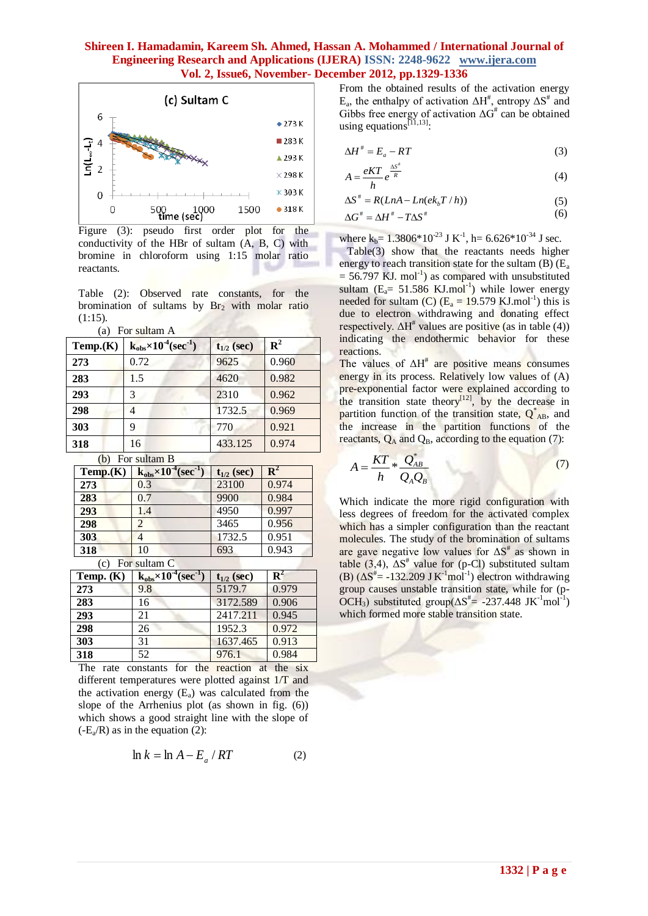Figure (3): pseudo first order plot for the conductivity of the HBr of sultam (A, B, C) with bromine in chloroform using 1:15 molar ratio reactants.

Table (2): Observed rate constants, for the bromination of sultams by $Br_2$ with molar ratio (1:15).

(a) For sultam A

| Temp.(K) | $k_{obs}\times10^{-4}$(sec$^{-1}$) | $t_{1/2}$ (sec) | $R^2$ |
|---|---|---|---|
| 273 | 0.72 | 9625 | 0.960 |
| 283 | 1.5 | 4620 | 0.982 |
| 293 | 3 | 2310 | 0.962 |
| 298 | 4 | 1732.5 | 0.969 |
| 303 | 9 | 770 | 0.921 |
| 318 | 16 | 433.125 | 0.974 |

(b) For sultam B

| Temp.(K) | $k_{obs}\times10^{-4}$(sec$^{-1}$) | $t_{1/2}$ (sec) | $R^2$ |
|---|---|---|---|
| 273 | 0.3 | 23100 | 0.974 |
| 283 | 0.7 | 9900 | 0.984 |
| 293 | 1.4 | 4950 | 0.997 |
| 298 | 2 | 3465 | 0.956 |
| 303 | 4 | 1732.5 | 0.951 |
| 318 | 10 | 693 | 0.943 |

(c) For sultam C

| Temp. (K) | $k_{obs}\times10^{-4}$(sec$^{-1}$) | $t_{1/2}$ (sec) | $R^2$ |
|---|---|---|---|
| 273 | 9.8 | 5179.7 | 0.979 |
| 283 | 16 | 3172.589 | 0.906 |
| 293 | 21 | 2417.211 | 0.945 |
| 298 | 26 | 1952.3 | 0.972 |
| 303 | 31 | 1637.465 | 0.913 |
| 318 | 52 | 976.1 | 0.984 |

The rate constants for the reaction at the six different temperatures were plotted against 1/T and the activation energy ($E_a$) was calculated from the slope of the Arrhenius plot (as shown in fig. (6)) which shows a good straight line with the slope of ($-E_a/R$) as in the equation (2):

$$\ln k = \ln A - E_a / RT \qquad (2)$$

From the obtained results of the activation energy $E_a$, the enthalpy of activation $\Delta H^{\#}$, entropy $\Delta S^{\#}$ and Gibbs free energy of activation $\Delta G^{\#}$ can be obtained using equations[11,13]:

$$\Delta H^{\#} = E_a - RT \qquad (3)$$

$$A = \frac{eKT}{h} e^{\frac{\Delta S^{\#}}{R}} \qquad (4)$$

$$\Delta S^{\#} = R(LnA - Ln(ek_bT/h)) \qquad (5)$$

$$\Delta G^{\#} = \Delta H^{\#} - T\Delta S^{\#} \qquad (6)$$

where $k_b$= 1.3806*10$^{-23}$ J K$^{-1}$, h= 6.626*10$^{-34}$ J sec.

Table(3) show that the reactants needs higher energy to reach transition state for the sultam (B) ($E_a$ = 56.797 KJ. mol$^{-1}$) as compared with unsubstituted sultam ($E_a$= 51.586 KJ.mol$^{-1}$) while lower energy needed for sultam (C) ($E_a$ = 19.579 KJ.mol$^{-1}$) this is due to electron withdrawing and donating effect respectively. $\Delta H^{\#}$ values are positive (as in table (4)) indicating the endothermic behavior for these reactions.

The values of $\Delta H^{\#}$ are positive means consumes energy in its process. Relatively low values of (A) pre-exponential factor were explained according to the transition state theory[12], by the decrease in partition function of the transition state, $Q^*_{AB}$, and the increase in the partition functions of the reactants, $Q_A$ and $Q_B$, according to the equation (7):

$$A = \frac{KT}{h} * \frac{Q^*_{AB}}{Q_A Q_B} \qquad (7)$$

Which indicate the more rigid configuration with less degrees of freedom for the activated complex which has a simpler configuration than the reactant molecules. The study of the bromination of sultams are gave negative low values for $\Delta S^{\#}$ as shown in table (3,4), $\Delta S^{\#}$ value for (p-Cl) substituted sultam (B) ($\Delta S^{\#}$= -132.209 J K$^{-1}$mol$^{-1}$) electron withdrawing group causes unstable transition state, while for (p-$OCH_3$) substituted group($\Delta S^{\#}$= -237.448 JK$^{-1}$mol$^{-1}$) which formed more stable transition state.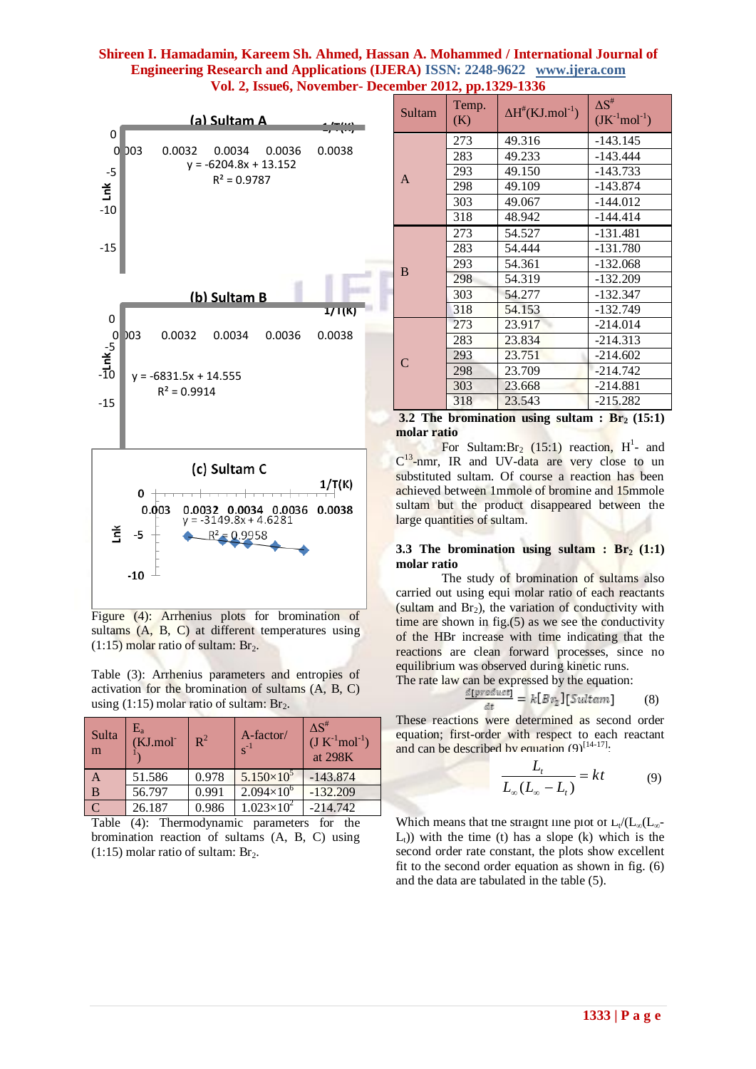**(a) Sultam A**

y = -6204.8x + 13.152
$R^2$ = 0.9787

**(b) Sultam B**

y = -6831.5x + 14.555
$R^2$ = 0.9914

**(c) Sultam C**

y = -3149.8x + 4.6281
$R^2$ = 0.9958

Figure (4): Arrhenius plots for bromination of sultams (A, B, C) at different temperatures using (1:15) molar ratio of sultam: $Br_2$.

Table (3): Arrhenius parameters and entropies of activation for the bromination of sultams (A, B, C) using (1:15) molar ratio of sultam: $Br_2$.

| Sultam | $E_a$ (KJ.mol$^{-1}$) | $R^2$ | A-factor/ $s^{-1}$ | $\Delta S^{\#}$ (J $K^{-1}mol^{-1}$) at 298K |
|---|---|---|---|---|
| A | 51.586 | 0.978 | $5.150\times10^5$ | -143.874 |
| B | 56.797 | 0.991 | $2.094\times10^6$ | -132.209 |
| C | 26.187 | 0.986 | $1.023\times10^2$ | -214.742 |

Table (4): Thermodynamic parameters for the bromination reaction of sultams (A, B, C) using (1:15) molar ratio of sultam: $Br_2$.

| Sultam | Temp. (K) | $\Delta H^{\#}$(KJ.mol$^{-1}$) | $\Delta S^{\#}$ (J$K^{-1}mol^{-1}$) |
|---|---|---|---|
| A | 273 | 49.316 | -143.145 |
| | 283 | 49.233 | -143.444 |
| | 293 | 49.150 | -143.733 |
| | 298 | 49.109 | -143.874 |
| | 303 | 49.067 | -144.012 |
| | 318 | 48.942 | -144.414 |
| B | 273 | 54.527 | -131.481 |
| | 283 | 54.444 | -131.780 |
| | 293 | 54.361 | -132.068 |
| | 298 | 54.319 | -132.209 |
| | 303 | 54.277 | -132.347 |
| | 318 | 54.153 | -132.749 |
| C | 273 | 23.917 | -214.014 |
| | 283 | 23.834 | -214.313 |
| | 293 | 23.751 | -214.602 |
| | 298 | 23.709 | -214.742 |
| | 303 | 23.668 | -214.881 |
| | 318 | 23.543 | -215.282 |

### 3.2 The bromination using sultam : $Br_2$ (15:1) molar ratio

For Sultam:$Br_2$ (15:1) reaction, $H^1$- and $C^{13}$-nmr, IR and UV-data are very close to un substituted sultam. Of course a reaction has been achieved between 1mmole of bromine and 15mmole sultam but the product disappeared between the large quantities of sultam.

### 3.3 The bromination using sultam : $Br_2$ (1:1) molar ratio

The study of bromination of sultams also carried out using equi molar ratio of each reactants (sultam and $Br_2$), the variation of conductivity with time are shown in fig.(5) as we see the conductivity of the HBr increase with time indicating that the reactions are clean forward processes, since no equilibrium was observed during kinetic runs.

The rate law can be expressed by the equation:

$$\frac{d[product]}{dt} = k[Br_2][Sultam] \qquad (8)$$

These reactions were determined as second order equation; first-order with respect to each reactant and can be described by equation (9)[14-17]:

$$\frac{L_t}{L_\infty(L_\infty - L_t)} = kt \qquad (9)$$

Which means that the straight line plot of $L_t/(L_\infty(L_\infty - L_t))$ with the time (t) has a slope (k) which is the second order rate constant, the plots show excellent fit to the second order equation as shown in fig. (6) and the data are tabulated in the table (5).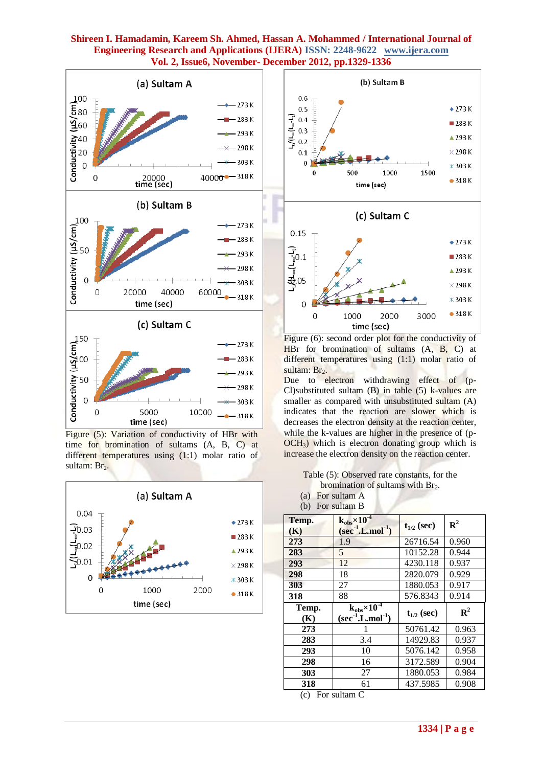Figure (5): Variation of conductivity of HBr with time for bromination of sultams (A, B, C) at different temperatures using (1:1) molar ratio of sultam: $Br_2$.

Figure (6): second order plot for the conductivity of HBr for bromination of sultams (A, B, C) at different temperatures using (1:1) molar ratio of sultam: $Br_2$.

Due to electron withdrawing effect of (p-Cl)substituted sultam (B) in table (5) k-values are smaller as compared with unsubstituted sultam (A) indicates that the reaction are slower which is decreases the electron density at the reaction center, while the k-values are higher in the presence of (p-$OCH_3$) which is electron donating group which is increase the electron density on the reaction center.

Table (5): Observed rate constants, for the bromination of sultams with $Br_2$.

(a) For sultam A

(b) For sultam B

| Temp. (K) | $k_{obs}\times10^{-4}$ ($sec^{-1}.L.mol^{-1}$) | $t_{1/2}$ (sec) | $R^2$ |
|---|---|---|---|
| 273 | 1.9 | 26716.54 | 0.960 |
| 283 | 5 | 10152.28 | 0.944 |
| 293 | 12 | 4230.118 | 0.937 |
| 298 | 18 | 2820.079 | 0.929 |
| 303 | 27 | 1880.053 | 0.917 |
| 318 | 88 | 576.8343 | 0.914 |

| Temp. (K) | $k_{obs}\times10^{-4}$ ($sec^{-1}.L.mol^{-1}$) | $t_{1/2}$ (sec) | $R^2$ |
|---|---|---|---|
| 273 | 1 | 50761.42 | 0.963 |
| 283 | 3.4 | 14929.83 | 0.937 |
| 293 | 10 | 5076.142 | 0.958 |
| 298 | 16 | 3172.589 | 0.904 |
| 303 | 27 | 1880.053 | 0.984 |
| 318 | 61 | 437.5985 | 0.908 |

(c) For sultam C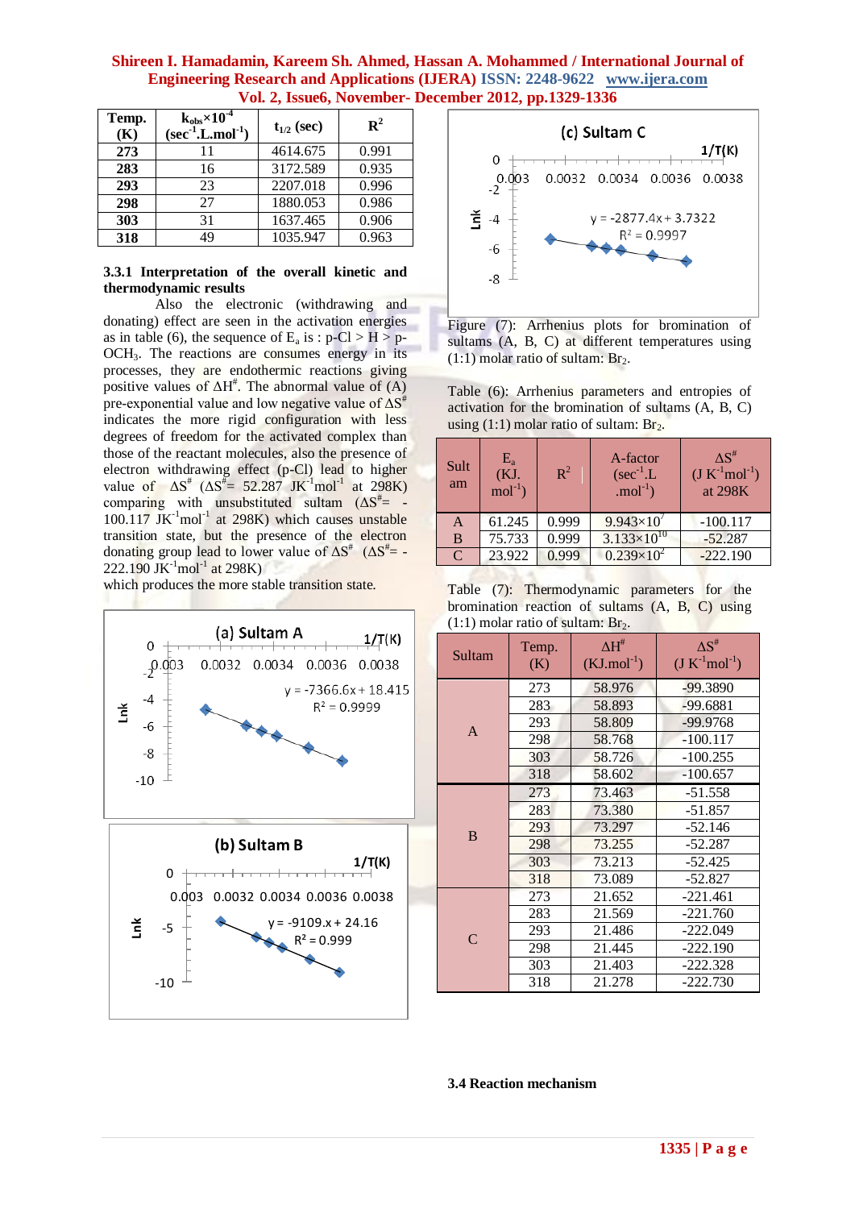| Temp. (K) | $k_{obs}\times10^{-4}$ ($sec^{-1}$.L.$mol^{-1}$) | $t_{1/2}$ (sec) | $R^2$ |
|---|---|---|---|
| 273 | 11 | 4614.675 | 0.991 |
| 283 | 16 | 3172.589 | 0.935 |
| 293 | 23 | 2207.018 | 0.996 |
| 298 | 27 | 1880.053 | 0.986 |
| 303 | 31 | 1637.465 | 0.906 |
| 318 | 49 | 1035.947 | 0.963 |

### 3.3.1 Interpretation of the overall kinetic and thermodynamic results

Also the electronic (withdrawing and donating) effect are seen in the activation energies as in table (6), the sequence of $E_a$ is : p-Cl > H > p-$OCH_3$. The reactions are consumes energy in its processes, they are endothermic reactions giving positive values of $\Delta H^{\#}$. The abnormal value of (A) pre-exponential value and low negative value of $\Delta S^{\#}$ indicates the more rigid configuration with less degrees of freedom for the activated complex than those of the reactant molecules, also the presence of electron withdrawing effect (p-Cl) lead to higher value of $\Delta S^{\#}$ ($\Delta S^{\#}$= 52.287 $JK^{-1}mol^{-1}$ at 298K) comparing with unsubstituted sultam ($\Delta S^{\#}$= -100.117 $JK^{-1}mol^{-1}$ at 298K) which causes unstable transition state, but the presence of the electron donating group lead to lower value of $\Delta S^{\#}$ ($\Delta S^{\#}$= -222.190 $JK^{-1}mol^{-1}$ at 298K) which produces the more stable transition state.

(a) Sultam A: y = -7366.6x + 18.415, $R^2$ = 0.9999 (Lnk vs 1/T(K))

(b) Sultam B: y = -9109.x + 24.16, $R^2$ = 0.999 (Lnk vs 1/T(K))

(c) Sultam C: y = -2877.4x + 3.7322, $R^2$ = 0.9997 (Lnk vs 1/T(K))

Figure (7): Arrhenius plots for bromination of sultams (A, B, C) at different temperatures using (1:1) molar ratio of sultam: $Br_2$.

Table (6): Arrhenius parameters and entropies of activation for the bromination of sultams (A, B, C) using (1:1) molar ratio of sultam: $Br_2$.

| Sultam | $E_a$ (KJ.$mol^{-1}$) | $R^2$ | A-factor ($sec^{-1}$.L .$mol^{-1}$) | $\Delta S^{\#}$ (J $K^{-1}mol^{-1}$) at 298K |
|---|---|---|---|---|
| A | 61.245 | 0.999 | $9.943\times10^{7}$ | -100.117 |
| B | 75.733 | 0.999 | $3.133\times10^{10}$ | -52.287 |
| C | 23.922 | 0.999 | $0.239\times10^{2}$ | -222.190 |

Table (7): Thermodynamic parameters for the bromination reaction of sultams (A, B, C) using (1:1) molar ratio of sultam: $Br_2$.

| Sultam | Temp. (K) | $\Delta H^{\#}$ (KJ.$mol^{-1}$) | $\Delta S^{\#}$ (J $K^{-1}mol^{-1}$) |
|---|---|---|---|
| A | 273 | 58.976 | -99.3890 |
| | 283 | 58.893 | -99.6881 |
| | 293 | 58.809 | -99.9768 |
| | 298 | 58.768 | -100.117 |
| | 303 | 58.726 | -100.255 |
| | 318 | 58.602 | -100.657 |
| B | 273 | 73.463 | -51.558 |
| | 283 | 73.380 | -51.857 |
| | 293 | 73.297 | -52.146 |
| | 298 | 73.255 | -52.287 |
| | 303 | 73.213 | -52.425 |
| | 318 | 73.089 | -52.827 |
| C | 273 | 21.652 | -221.461 |
| | 283 | 21.569 | -221.760 |
| | 293 | 21.486 | -222.049 |
| | 298 | 21.445 | -222.190 |
| | 303 | 21.403 | -222.328 |
| | 318 | 21.278 | -222.730 |

### 3.4 Reaction mechanism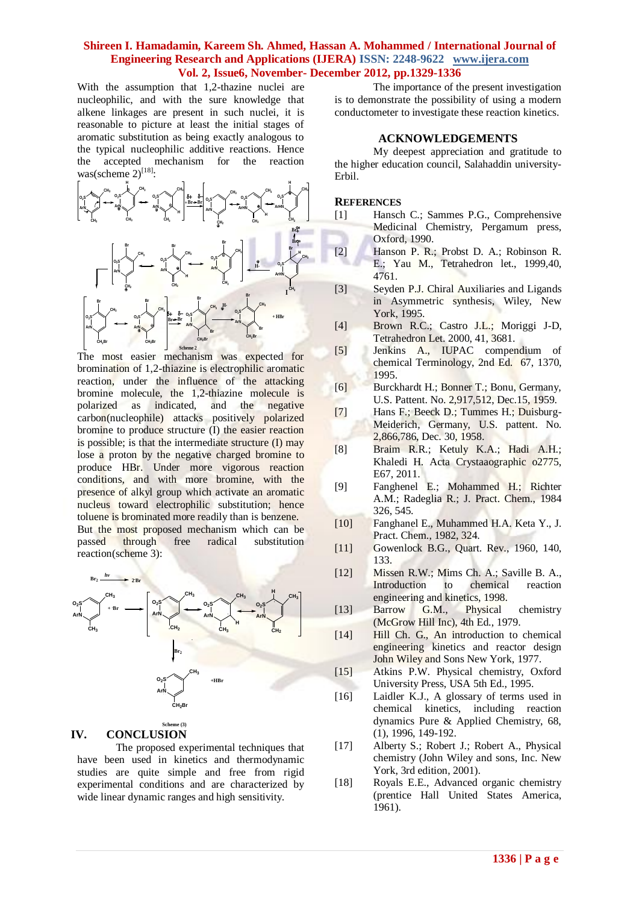With the assumption that 1,2-thazine nuclei are nucleophilic, and with the sure knowledge that alkene linkages are present in such nuclei, it is reasonable to picture at least the initial stages of aromatic substitution as being exactly analogous to the typical nucleophilic additive reactions. Hence the accepted mechanism for the reaction was(scheme 2)[18]:

Scheme 2

The most easier mechanism was expected for bromination of 1,2-thiazine is electrophilic aromatic reaction, under the influence of the attacking bromine molecule, the 1,2-thiazine molecule is polarized as indicated, and the negative carbon(nucleophile) attacks positively polarized bromine to produce structure (I) the easier reaction is possible; is that the intermediate structure (I) may lose a proton by the negative charged bromine to produce HBr. Under more vigorous reaction conditions, and with more bromine, with the presence of alkyl group which activate an aromatic nucleus toward electrophilic substitution; hence toluene is brominated more readily than is benzene.

But the most proposed mechanism which can be passed through free radical substitution reaction(scheme 3):

Scheme (3)

## IV. CONCLUSION

The proposed experimental techniques that have been used in kinetics and thermodynamic studies are quite simple and free from rigid experimental conditions and are characterized by wide linear dynamic ranges and high sensitivity.

The importance of the present investigation is to demonstrate the possibility of using a modern conductometer to investigate these reaction kinetics.

## ACKNOWLEDGEMENTS

My deepest appreciation and gratitude to the higher education council, Salahaddin university-Erbil.

## REFERENCES

[1] Hansch C.; Sammes P.G., Comprehensive Medicinal Chemistry, Pergamum press, Oxford, 1990.

[2] Hanson P. R.; Probst D. A.; Robinson R. E.; Yau M., Tetrahedron let., 1999,40, 4761.

[3] Seyden P.J. Chiral Auxiliaries and Ligands in Asymmetric synthesis, Wiley, New York, 1995.

[4] Brown R.C.; Castro J.L.; Moriggi J-D, Tetrahedron Let. 2000, 41, 3681.

[5] Jenkins A., IUPAC compendium of chemical Terminology, 2nd Ed. 67, 1370, 1995.

[6] Burckhardt H.; Bonner T.; Bonu, Germany, U.S. Pattent. No. 2,917,512, Dec.15, 1959.

[7] Hans F.; Beeck D.; Tummes H.; Duisburg-Meiderich, Germany, U.S. pattent. No. 2,866,786, Dec. 30, 1958.

[8] Braim R.R.; Ketuly K.A.; Hadi A.H.; Khaledi H. Acta Crystaagographic o2775, E67, 2011.

[9] Fanghenel E.; Mohammed H.; Richter A.M.; Radeglia R.; J. Pract. Chem., 1984 326, 545.

[10] Fanghanel E., Muhammed H.A. Keta Y., J. Pract. Chem., 1982, 324.

[11] Gowenlock B.G., Quart. Rev., 1960, 140, 133.

[12] Missen R.W.; Mims Ch. A.; Saville B. A., Introduction to chemical reaction engineering and kinetics, 1998.

[13] Barrow G.M., Physical chemistry (McGrow Hill Inc), 4th Ed., 1979.

[14] Hill Ch. G., An introduction to chemical engineering kinetics and reactor design John Wiley and Sons New York, 1977.

[15] Atkins P.W. Physical chemistry, Oxford University Press, USA 5th Ed., 1995.

[16] Laidler K.J., A glossary of terms used in chemical kinetics, including reaction dynamics Pure & Applied Chemistry, 68, (1), 1996, 149-192.

[17] Alberty S.; Robert J.; Robert A., Physical chemistry (John Wiley and sons, Inc. New York, 3rd edition, 2001).

[18] Royals E.E., Advanced organic chemistry (prentice Hall United States America, 1961).